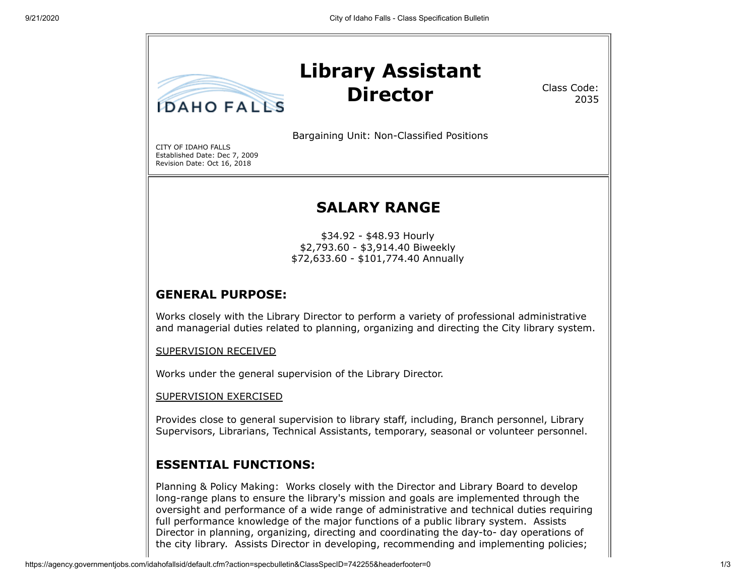# Library Assistant Director

Class Code: 2035

Bargaining Unit: Non-Classified Positions

CITY OF IDAHO FALLS
Established Date: Dec 7, 2009
Revision Date: Oct 16, 2018

## SALARY RANGE

$34.92 - $48.93 Hourly
$2,793.60 - $3,914.40 Biweekly
$72,633.60 - $101,774.40 Annually

## GENERAL PURPOSE:

Works closely with the Library Director to perform a variety of professional administrative and managerial duties related to planning, organizing and directing the City library system.

SUPERVISION RECEIVED

Works under the general supervision of the Library Director.

SUPERVISION EXERCISED

Provides close to general supervision to library staff, including, Branch personnel, Library Supervisors, Librarians, Technical Assistants, temporary, seasonal or volunteer personnel.

## ESSENTIAL FUNCTIONS:

Planning & Policy Making: Works closely with the Director and Library Board to develop long-range plans to ensure the library's mission and goals are implemented through the oversight and performance of a wide range of administrative and technical duties requiring full performance knowledge of the major functions of a public library system. Assists Director in planning, organizing, directing and coordinating the day-to- day operations of the city library. Assists Director in developing, recommending and implementing policies;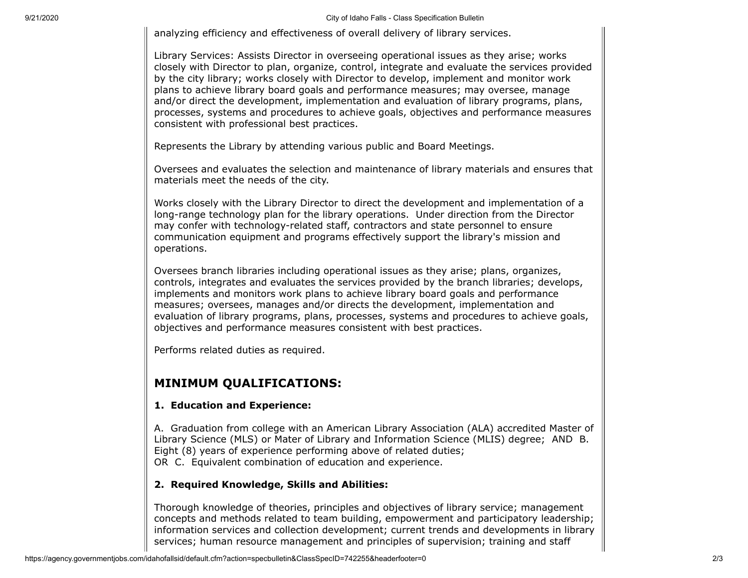analyzing efficiency and effectiveness of overall delivery of library services.

Library Services: Assists Director in overseeing operational issues as they arise; works closely with Director to plan, organize, control, integrate and evaluate the services provided by the city library; works closely with Director to develop, implement and monitor work plans to achieve library board goals and performance measures; may oversee, manage and/or direct the development, implementation and evaluation of library programs, plans, processes, systems and procedures to achieve goals, objectives and performance measures consistent with professional best practices.

Represents the Library by attending various public and Board Meetings.

Oversees and evaluates the selection and maintenance of library materials and ensures that materials meet the needs of the city.

Works closely with the Library Director to direct the development and implementation of a long-range technology plan for the library operations. Under direction from the Director may confer with technology-related staff, contractors and state personnel to ensure communication equipment and programs effectively support the library's mission and operations.

Oversees branch libraries including operational issues as they arise; plans, organizes, controls, integrates and evaluates the services provided by the branch libraries; develops, implements and monitors work plans to achieve library board goals and performance measures; oversees, manages and/or directs the development, implementation and evaluation of library programs, plans, processes, systems and procedures to achieve goals, objectives and performance measures consistent with best practices.

Performs related duties as required.

## MINIMUM QUALIFICATIONS:

**1. Education and Experience:**

A. Graduation from college with an American Library Association (ALA) accredited Master of Library Science (MLS) or Mater of Library and Information Science (MLIS) degree; AND B. Eight (8) years of experience performing above of related duties;
OR C. Equivalent combination of education and experience.

**2. Required Knowledge, Skills and Abilities:**

Thorough knowledge of theories, principles and objectives of library service; management concepts and methods related to team building, empowerment and participatory leadership; information services and collection development; current trends and developments in library services; human resource management and principles of supervision; training and staff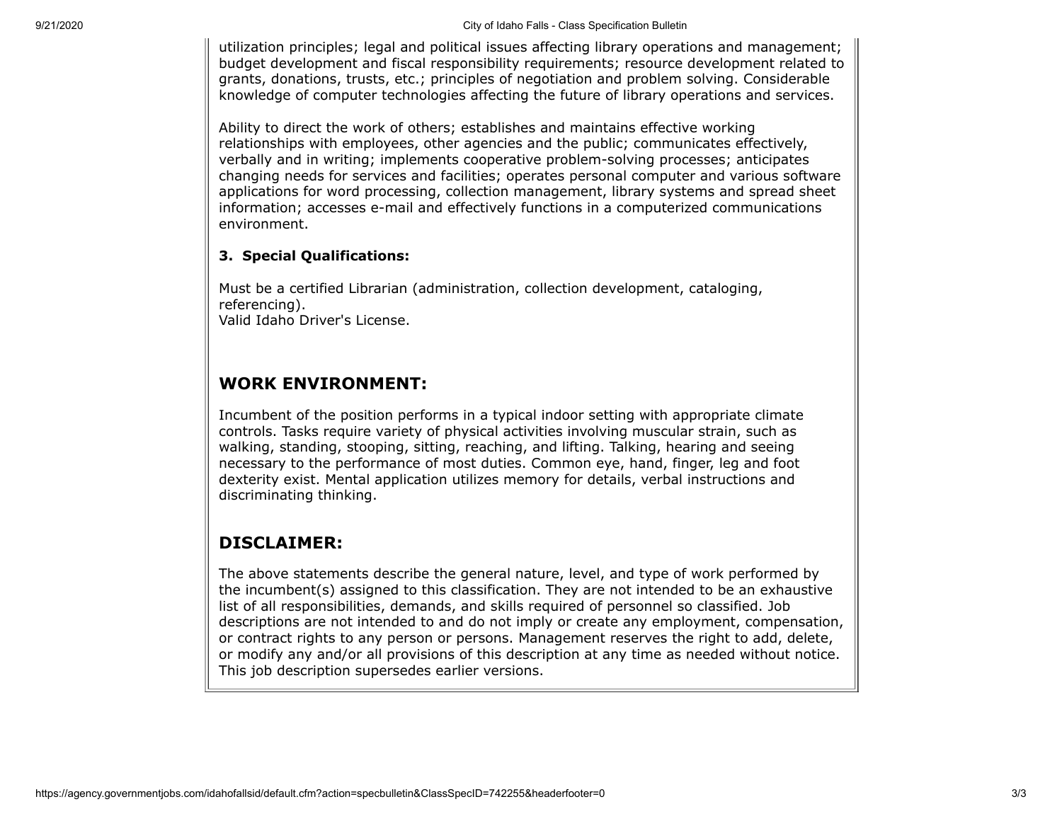utilization principles; legal and political issues affecting library operations and management; budget development and fiscal responsibility requirements; resource development related to grants, donations, trusts, etc.; principles of negotiation and problem solving. Considerable knowledge of computer technologies affecting the future of library operations and services.

Ability to direct the work of others; establishes and maintains effective working relationships with employees, other agencies and the public; communicates effectively, verbally and in writing; implements cooperative problem-solving processes; anticipates changing needs for services and facilities; operates personal computer and various software applications for word processing, collection management, library systems and spread sheet information; accesses e-mail and effectively functions in a computerized communications environment.

**3. Special Qualifications:**

Must be a certified Librarian (administration, collection development, cataloging, referencing).
Valid Idaho Driver's License.

## WORK ENVIRONMENT:

Incumbent of the position performs in a typical indoor setting with appropriate climate controls. Tasks require variety of physical activities involving muscular strain, such as walking, standing, stooping, sitting, reaching, and lifting. Talking, hearing and seeing necessary to the performance of most duties. Common eye, hand, finger, leg and foot dexterity exist. Mental application utilizes memory for details, verbal instructions and discriminating thinking.

## DISCLAIMER:

The above statements describe the general nature, level, and type of work performed by the incumbent(s) assigned to this classification. They are not intended to be an exhaustive list of all responsibilities, demands, and skills required of personnel so classified. Job descriptions are not intended to and do not imply or create any employment, compensation, or contract rights to any person or persons. Management reserves the right to add, delete, or modify any and/or all provisions of this description at any time as needed without notice. This job description supersedes earlier versions.